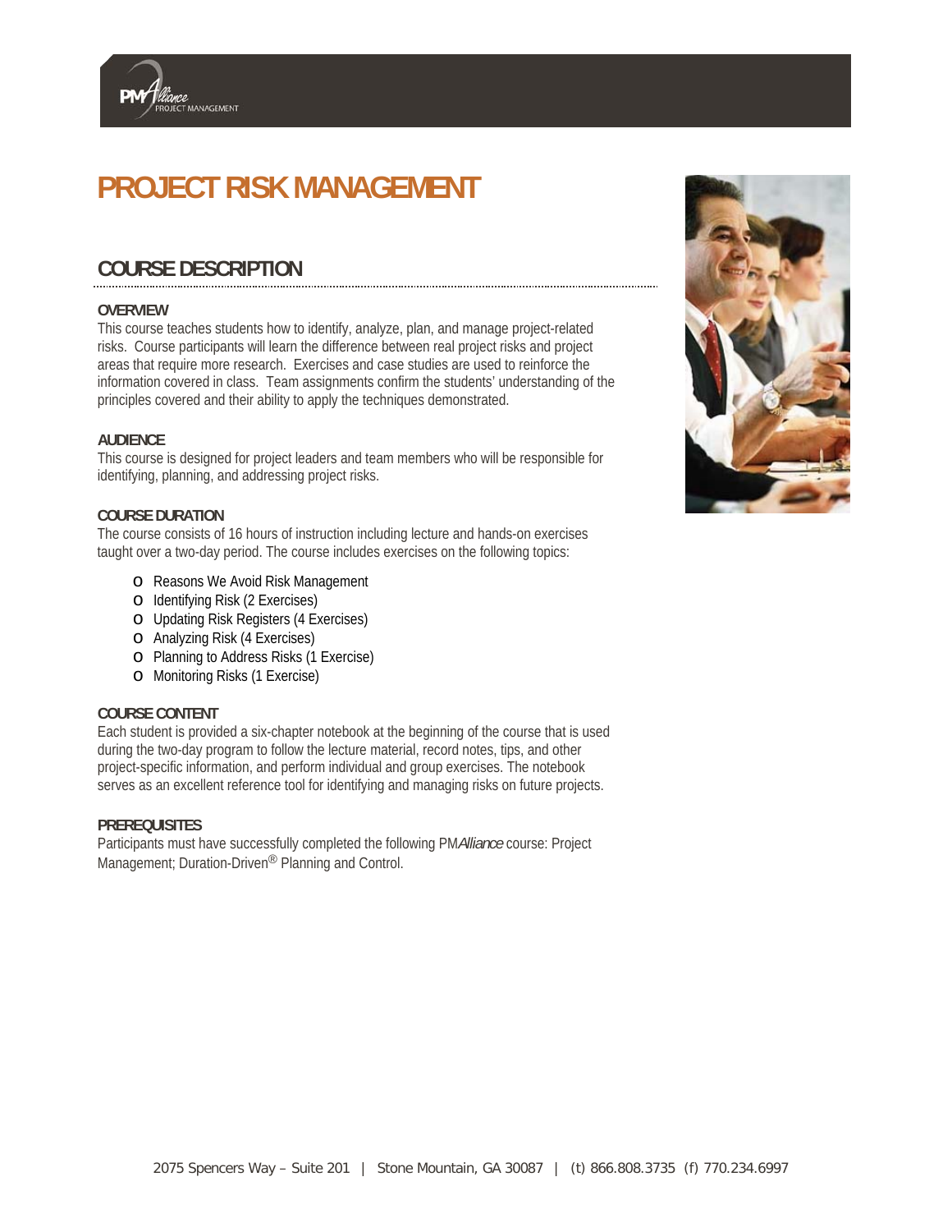# PROJECT RISK MANAGEMENT

## COURSE DESCRIPTION

### OVERVIEW

This course teaches students how to identify, analyze, plan, and manage project-related risks. Course participants will learn the difference between real project risks and project areas that require more research. Exercises and case studies are used to reinforce the information covered in class. Team assignments confirm the students' understanding of the principles covered and their ability to apply the techniques demonstrated.

### AUDIENCE

This course is designed for project leaders and team members who will be responsible for identifying, planning, and addressing project risks.

### COURSE DURATION

The course consists of 16 hours of instruction including lecture and hands-on exercises taught over a two-day period. The course includes exercises on the following topics:

- Reasons We Avoid Risk Management
- Identifying Risk (2 Exercises)
- Updating Risk Registers (4 Exercises)
- Analyzing Risk (4 Exercises)
- Planning to Address Risks (1 Exercise)
- Monitoring Risks (1 Exercise)

### COURSE CONTENT

Each student is provided a six-chapter notebook at the beginning of the course that is used during the two-day program to follow the lecture material, record notes, tips, and other project-specific information, and perform individual and group exercises. The notebook serves as an excellent reference tool for identifying and managing risks on future projects.

### PREREQUISITES

Participants must have successfully completed the following PM*Alliance* course: Project Management; Duration-Driven® Planning and Control.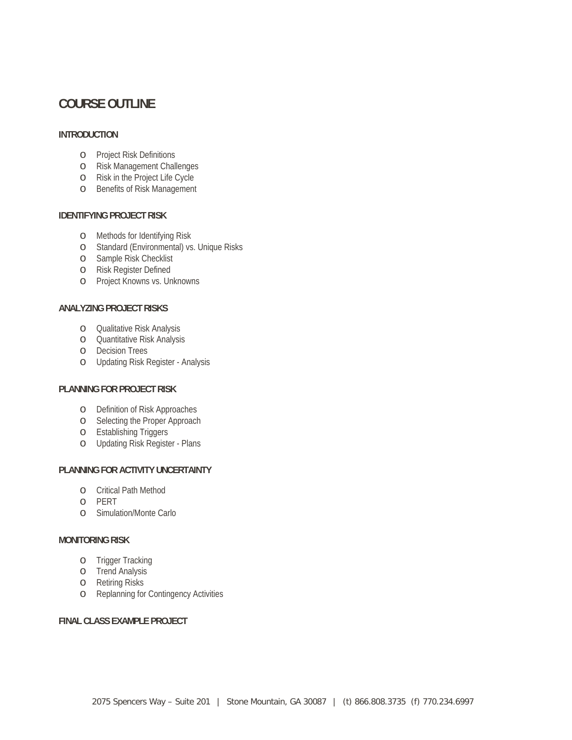# COURSE OUTLINE

## INTRODUCTION

- Project Risk Definitions
- Risk Management Challenges
- Risk in the Project Life Cycle
- Benefits of Risk Management

## IDENTIFYING PROJECT RISK

- Methods for Identifying Risk
- Standard (Environmental) vs. Unique Risks
- Sample Risk Checklist
- Risk Register Defined
- Project Knowns vs. Unknowns

## ANALYZING PROJECT RISKS

- Qualitative Risk Analysis
- Quantitative Risk Analysis
- Decision Trees
- Updating Risk Register - Analysis

## PLANNING FOR PROJECT RISK

- Definition of Risk Approaches
- Selecting the Proper Approach
- Establishing Triggers
- Updating Risk Register - Plans

## PLANNING FOR ACTIVITY UNCERTAINTY

- Critical Path Method
- PERT
- Simulation/Monte Carlo

## MONITORING RISK

- Trigger Tracking
- Trend Analysis
- Retiring Risks
- Replanning for Contingency Activities

## FINAL CLASS EXAMPLE PROJECT